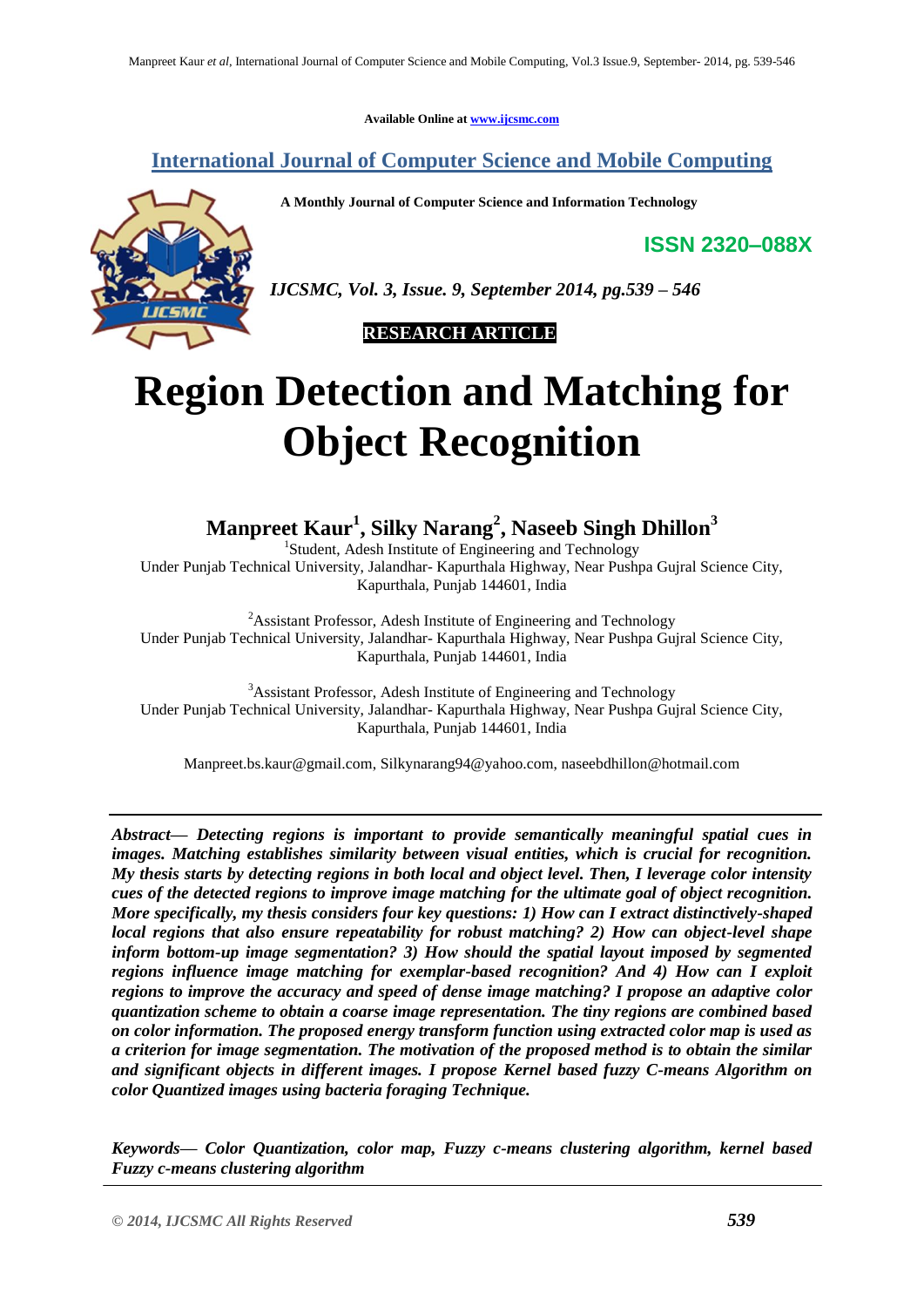Available Online at www.ijcsmc.com

**International Journal of Computer Science and Mobile Computing**

**A Monthly Journal of Computer Science and Information Technology**

**ISSN 2320–088X**

*IJCSMC, Vol. 3, Issue. 9, September 2014, pg.539 – 546*

**RESEARCH ARTICLE**

# Region Detection and Matching for Object Recognition

**Manpreet Kaur[1], Silky Narang[2], Naseeb Singh Dhillon[3]**

[1]Student, Adesh Institute of Engineering and Technology
Under Punjab Technical University, Jalandhar- Kapurthala Highway, Near Pushpa Gujral Science City, Kapurthala, Punjab 144601, India

[2]Assistant Professor, Adesh Institute of Engineering and Technology
Under Punjab Technical University, Jalandhar- Kapurthala Highway, Near Pushpa Gujral Science City, Kapurthala, Punjab 144601, India

[3]Assistant Professor, Adesh Institute of Engineering and Technology
Under Punjab Technical University, Jalandhar- Kapurthala Highway, Near Pushpa Gujral Science City, Kapurthala, Punjab 144601, India

Manpreet.bs.kaur@gmail.com, Silkynarang94@yahoo.com, naseebdhillon@hotmail.com

***Abstract***— ***Detecting regions is important to provide semantically meaningful spatial cues in images. Matching establishes similarity between visual entities, which is crucial for recognition. My thesis starts by detecting regions in both local and object level. Then, I leverage color intensity cues of the detected regions to improve image matching for the ultimate goal of object recognition. More specifically, my thesis considers four key questions: 1) How can I extract distinctively-shaped local regions that also ensure repeatability for robust matching? 2) How can object-level shape inform bottom-up image segmentation? 3) How should the spatial layout imposed by segmented regions influence image matching for exemplar-based recognition? And 4) How can I exploit regions to improve the accuracy and speed of dense image matching? I propose an adaptive color quantization scheme to obtain a coarse image representation. The tiny regions are combined based on color information. The proposed energy transform function using extracted color map is used as a criterion for image segmentation. The motivation of the proposed method is to obtain the similar and significant objects in different images. I propose Kernel based fuzzy C-means Algorithm on color Quantized images using bacteria foraging Technique.***

***Keywords***— ***Color Quantization, color map, Fuzzy c-means clustering algorithm, kernel based Fuzzy c-means clustering algorithm***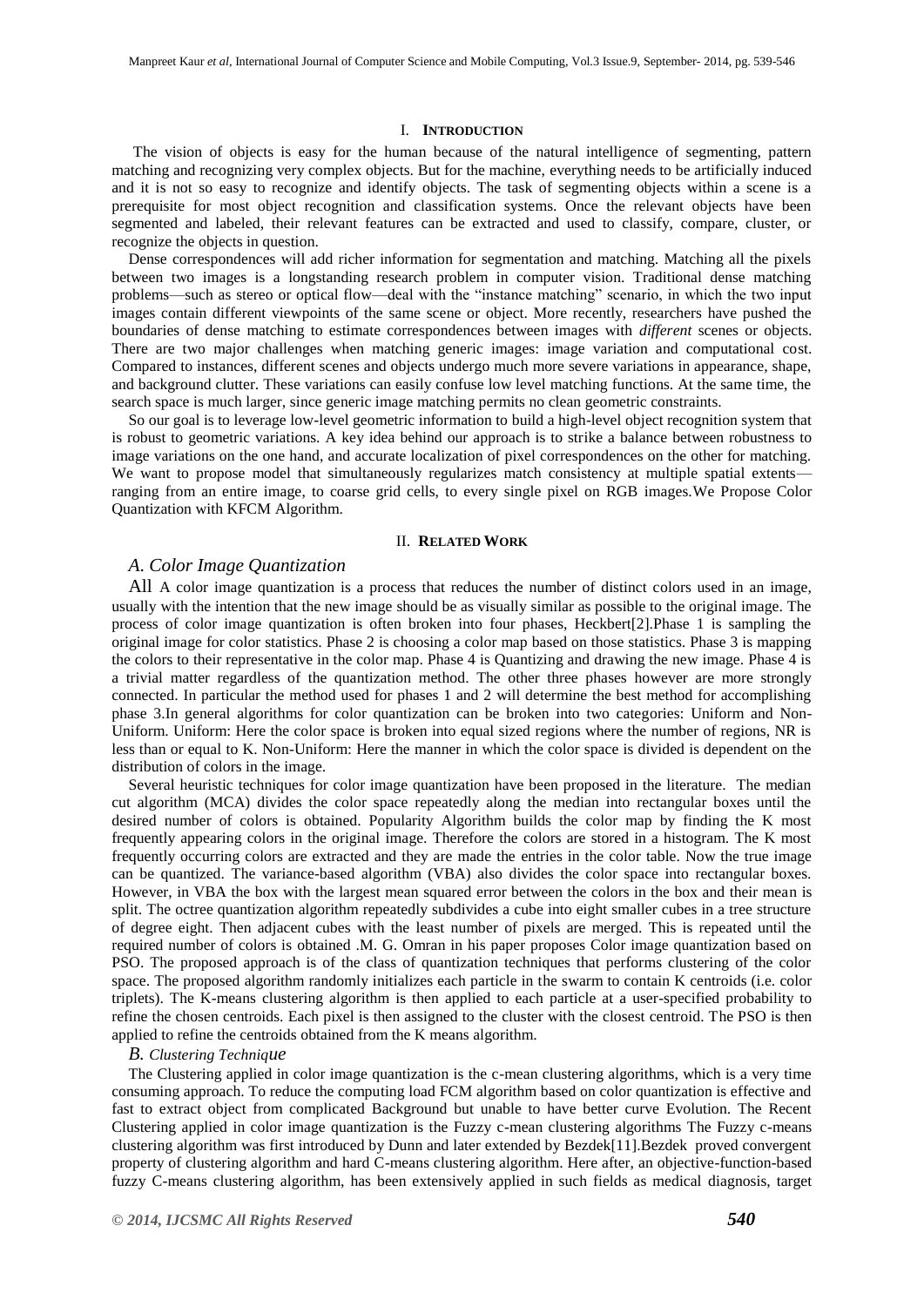## I. INTRODUCTION

The vision of objects is easy for the human because of the natural intelligence of segmenting, pattern matching and recognizing very complex objects. But for the machine, everything needs to be artificially induced and it is not so easy to recognize and identify objects. The task of segmenting objects within a scene is a prerequisite for most object recognition and classification systems. Once the relevant objects have been segmented and labeled, their relevant features can be extracted and used to classify, compare, cluster, or recognize the objects in question.

Dense correspondences will add richer information for segmentation and matching. Matching all the pixels between two images is a longstanding research problem in computer vision. Traditional dense matching problems—such as stereo or optical flow—deal with the "instance matching" scenario, in which the two input images contain different viewpoints of the same scene or object. More recently, researchers have pushed the boundaries of dense matching to estimate correspondences between images with *different* scenes or objects. There are two major challenges when matching generic images: image variation and computational cost. Compared to instances, different scenes and objects undergo much more severe variations in appearance, shape, and background clutter. These variations can easily confuse low level matching functions. At the same time, the search space is much larger, since generic image matching permits no clean geometric constraints.

So our goal is to leverage low-level geometric information to build a high-level object recognition system that is robust to geometric variations. A key idea behind our approach is to strike a balance between robustness to image variations on the one hand, and accurate localization of pixel correspondences on the other for matching. We want to propose model that simultaneously regularizes match consistency at multiple spatial extents—ranging from an entire image, to coarse grid cells, to every single pixel on RGB images.We Propose Color Quantization with KFCM Algorithm.

## II. RELATED WORK

### *A. Color Image Quantization*

All A color image quantization is a process that reduces the number of distinct colors used in an image, usually with the intention that the new image should be as visually similar as possible to the original image. The process of color image quantization is often broken into four phases, Heckbert[2].Phase 1 is sampling the original image for color statistics. Phase 2 is choosing a color map based on those statistics. Phase 3 is mapping the colors to their representative in the color map. Phase 4 is Quantizing and drawing the new image. Phase 4 is a trivial matter regardless of the quantization method. The other three phases however are more strongly connected. In particular the method used for phases 1 and 2 will determine the best method for accomplishing phase 3.In general algorithms for color quantization can be broken into two categories: Uniform and Non-Uniform. Uniform: Here the color space is broken into equal sized regions where the number of regions, NR is less than or equal to K. Non-Uniform: Here the manner in which the color space is divided is dependent on the distribution of colors in the image.

Several heuristic techniques for color image quantization have been proposed in the literature. The median cut algorithm (MCA) divides the color space repeatedly along the median into rectangular boxes until the desired number of colors is obtained. Popularity Algorithm builds the color map by finding the K most frequently appearing colors in the original image. Therefore the colors are stored in a histogram. The K most frequently occurring colors are extracted and they are made the entries in the color table. Now the true image can be quantized. The variance-based algorithm (VBA) also divides the color space into rectangular boxes. However, in VBA the box with the largest mean squared error between the colors in the box and their mean is split. The octree quantization algorithm repeatedly subdivides a cube into eight smaller cubes in a tree structure of degree eight. Then adjacent cubes with the least number of pixels are merged. This is repeated until the required number of colors is obtained .M. G. Omran in his paper proposes Color image quantization based on PSO. The proposed approach is of the class of quantization techniques that performs clustering of the color space. The proposed algorithm randomly initializes each particle in the swarm to contain K centroids (i.e. color triplets). The K-means clustering algorithm is then applied to each particle at a user-specified probability to refine the chosen centroids. Each pixel is then assigned to the cluster with the closest centroid. The PSO is then applied to refine the centroids obtained from the K means algorithm.

### *B. Clustering Technique*

The Clustering applied in color image quantization is the c-mean clustering algorithms, which is a very time consuming approach. To reduce the computing load FCM algorithm based on color quantization is effective and fast to extract object from complicated Background but unable to have better curve Evolution. The Recent Clustering applied in color image quantization is the Fuzzy c-mean clustering algorithms The Fuzzy c-means clustering algorithm was first introduced by Dunn and later extended by Bezdek[11].Bezdek proved convergent property of clustering algorithm and hard C-means clustering algorithm. Here after, an objective-function-based fuzzy C-means clustering algorithm, has been extensively applied in such fields as medical diagnosis, target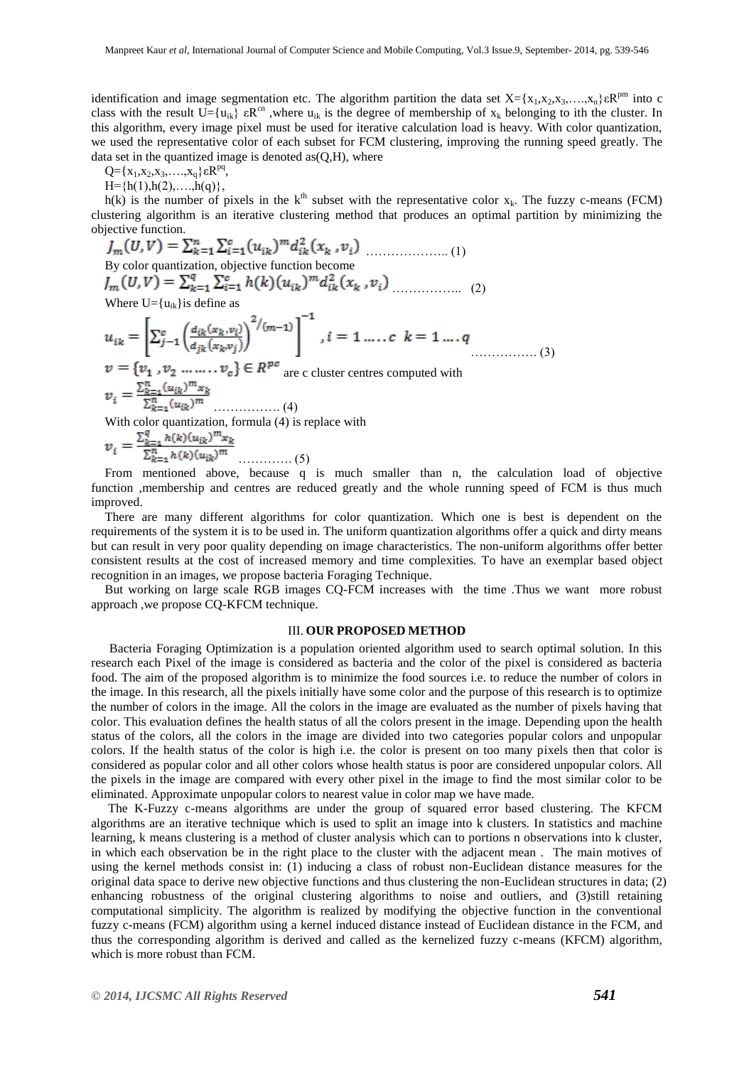identification and image segmentation etc. The algorithm partition the data set $X=\{x_1,x_2,x_3,\ldots,x_n\}\varepsilon R^{pm}$ into c class with the result $U=\{u_{ik}\}\ \varepsilon R^{cn}$ ,where $u_{ik}$ is the degree of membership of $x_k$ belonging to ith the cluster. In this algorithm, every image pixel must be used for iterative calculation load is heavy. With color quantization, we used the representative color of each subset for FCM clustering, improving the running speed greatly. The data set in the quantized image is denoted as(Q,H), where

$Q=\{x_1,x_2,x_3,\ldots,x_q\}\varepsilon R^{pq}$,

$H=\{h(1),h(2),\ldots,h(q)\}$,

$h(k)$ is the number of pixels in the $k^{th}$ subset with the representative color $x_k$. The fuzzy c-means (FCM) clustering algorithm is an iterative clustering method that produces an optimal partition by minimizing the objective function.

$$J_m(U,V)=\sum_{k=1}^{n}\sum_{i=1}^{c}(u_{ik})^m d_{ik}^2(x_k,v_i) \quad \ldots\ldots\ldots\ldots\ldots\ldots (1)$$

By color quantization, objective function become

$$J_m(U,V)=\sum_{k=1}^{q}\sum_{i=1}^{c}h(k)(u_{ik})^m d_{ik}^2(x_k,v_i) \quad \ldots\ldots\ldots\ldots\ldots (2)$$

Where $U=\{u_{ik}\}$is define as

$$u_{ik}=\left[\sum_{j-1}^{c}\left(\frac{d_{ik}(x_k,v_i)}{d_{jk}(x_k,v_j)}\right)^{2/(m-1)}\right]^{-1},\ i=1\ldots\ldots c\ \ k=1\ldots\ldots q \quad \ldots\ldots\ldots\ldots\ldots (3)$$

$v=\{v_1,v_2\ldots\ldots\ldots v_c\}\in R^{pc}$ are c cluster centres computed with

$$v_i=\frac{\sum_{k=1}^{n}(u_{ik})^m x_k}{\sum_{k=1}^{n}(u_{ik})^m} \quad \ldots\ldots\ldots\ldots\ldots (4)$$

With color quantization, formula (4) is replace with

$$v_i=\frac{\sum_{k=1}^{q}h(k)(u_{ik})^m x_k}{\sum_{k=1}^{n}h(k)(u_{ik})^m} \quad \ldots\ldots\ldots\ldots (5)$$

From mentioned above, because q is much smaller than n, the calculation load of objective function ,membership and centres are reduced greatly and the whole running speed of FCM is thus much improved.

There are many different algorithms for color quantization. Which one is best is dependent on the requirements of the system it is to be used in. The uniform quantization algorithms offer a quick and dirty means but can result in very poor quality depending on image characteristics. The non-uniform algorithms offer better consistent results at the cost of increased memory and time complexities. To have an exemplar based object recognition in an images, we propose bacteria Foraging Technique.

But working on large scale RGB images CQ-FCM increases with the time .Thus we want more robust approach ,we propose CQ-KFCM technique.

## III. OUR PROPOSED METHOD

Bacteria Foraging Optimization is a population oriented algorithm used to search optimal solution. In this research each Pixel of the image is considered as bacteria and the color of the pixel is considered as bacteria food. The aim of the proposed algorithm is to minimize the food sources i.e. to reduce the number of colors in the image. In this research, all the pixels initially have some color and the purpose of this research is to optimize the number of colors in the image. All the colors in the image are evaluated as the number of pixels having that color. This evaluation defines the health status of all the colors present in the image. Depending upon the health status of the colors, all the colors in the image are divided into two categories popular colors and unpopular colors. If the health status of the color is high i.e. the color is present on too many pixels then that color is considered as popular color and all other colors whose health status is poor are considered unpopular colors. All the pixels in the image are compared with every other pixel in the image to find the most similar color to be eliminated. Approximate unpopular colors to nearest value in color map we have made.

The K-Fuzzy c-means algorithms are under the group of squared error based clustering. The KFCM algorithms are an iterative technique which is used to split an image into k clusters. In statistics and machine learning, k means clustering is a method of cluster analysis which can to portions n observations into k cluster, in which each observation be in the right place to the cluster with the adjacent mean . The main motives of using the kernel methods consist in: (1) inducing a class of robust non-Euclidean distance measures for the original data space to derive new objective functions and thus clustering the non-Euclidean structures in data; (2) enhancing robustness of the original clustering algorithms to noise and outliers, and (3)still retaining computational simplicity. The algorithm is realized by modifying the objective function in the conventional fuzzy c-means (FCM) algorithm using a kernel induced distance instead of Euclidean distance in the FCM, and thus the corresponding algorithm is derived and called as the kernelized fuzzy c-means (KFCM) algorithm, which is more robust than FCM.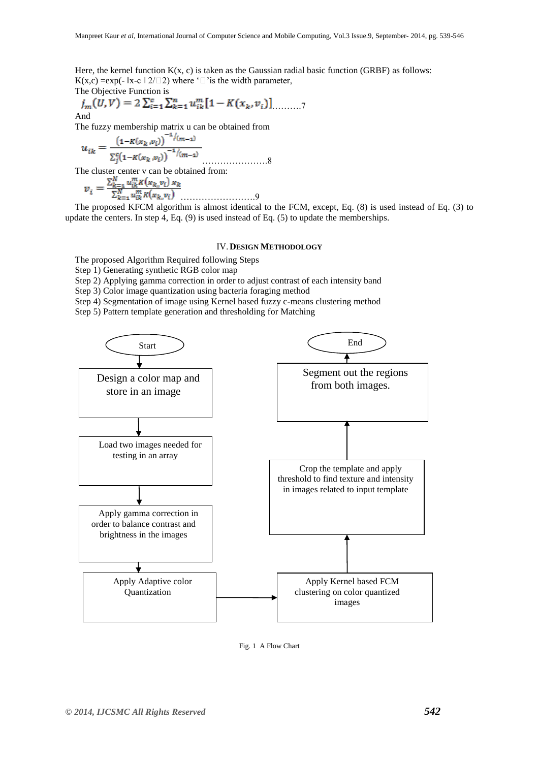Here, the kernel function K(x, c) is taken as the Gaussian radial basic function (GRBF) as follows:

K(x,c) =exp(- ‖x-c‖2/□2) where '□'is the width parameter,

The Objective Function is

$$J_m(U,V) = 2\sum_{i=1}^{c}\sum_{k=1}^{n} u_{ik}^{m}[1 - K(x_k, v_i)] \quad \text{.........7}$$

And

The fuzzy membership matrix u can be obtained from

$$u_{ik} = \frac{(1-K(x_k, v_i))^{-1/(m-1)}}{\sum_{j}^{c}(1-K(x_k, v_i))^{-1/(m-1)}} \quad \text{....................8}$$

The cluster center v can be obtained from:

$$v_i = \frac{\sum_{k=1}^{N} u_{ik}^{m} K(x_k, v_i)\, x_k}{\sum_{k=1}^{N} u_{ik}^{m} K(x_k, v_i)} \quad \text{.......................9}$$

The proposed KFCM algorithm is almost identical to the FCM, except, Eq. (8) is used instead of Eq. (3) to update the centers. In step 4, Eq. (9) is used instead of Eq. (5) to update the memberships.

## IV. Design Methodology

The proposed Algorithm Required following Steps

Step 1) Generating synthetic RGB color map

Step 2) Applying gamma correction in order to adjust contrast of each intensity band

Step 3) Color image quantization using bacteria foraging method

Step 4) Segmentation of image using Kernel based fuzzy c-means clustering method

Step 5) Pattern template generation and thresholding for Matching

Start → Design a color map and store in an image → Load two images needed for testing in an array → Apply gamma correction in order to balance contrast and brightness in the images → Apply Adaptive color Quantization → Apply Kernel based FCM clustering on color quantized images → Crop the template and apply threshold to find texture and intensity in images related to input template → Segment out the regions from both images. → End

Fig. 1 A Flow Chart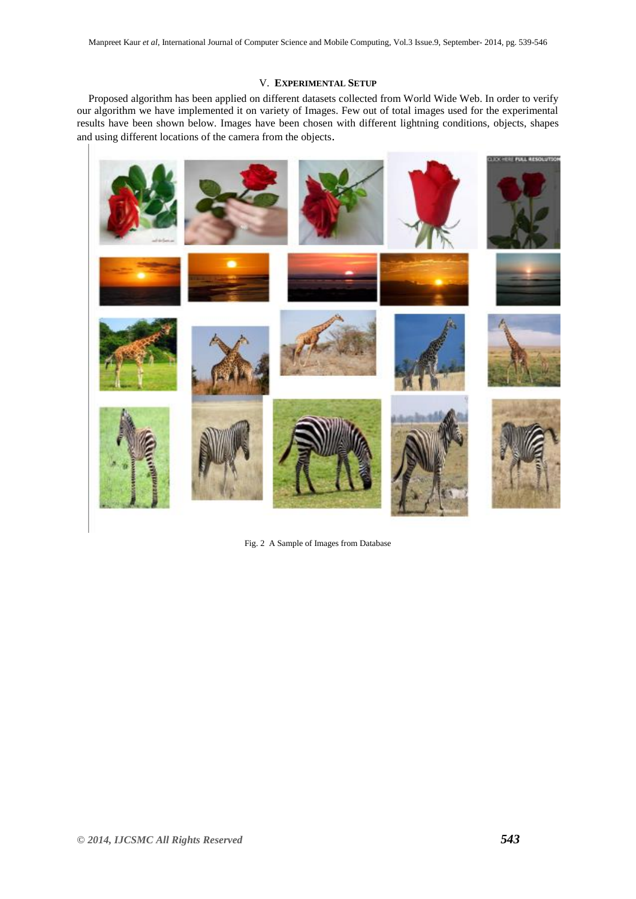## V. EXPERIMENTAL SETUP

Proposed algorithm has been applied on different datasets collected from World Wide Web. In order to verify our algorithm we have implemented it on variety of Images. Few out of total images used for the experimental results have been shown below. Images have been chosen with different lightning conditions, objects, shapes and using different locations of the camera from the objects.

Fig. 2 A Sample of Images from Database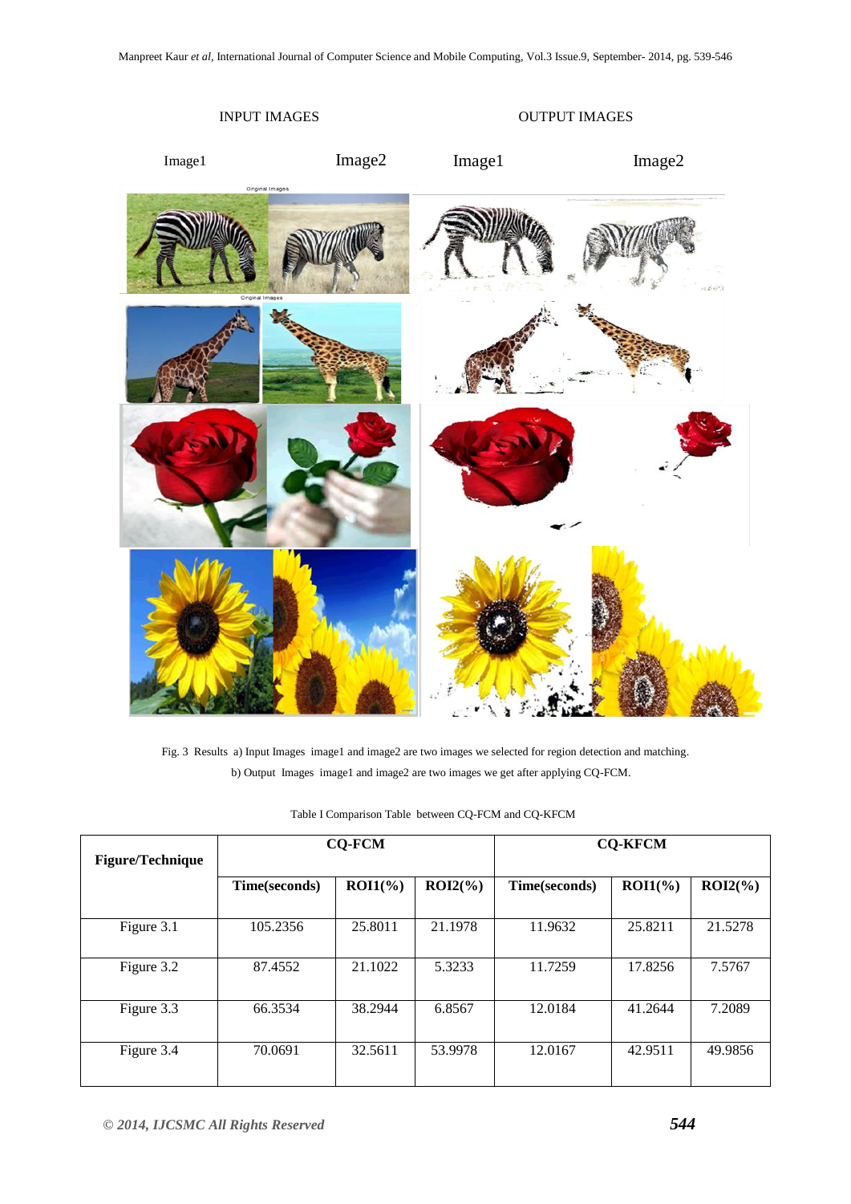INPUT IMAGES | OUTPUT IMAGES

Image1 Image2 Image1 Image2

Fig. 3 Results a) Input Images image1 and image2 are two images we selected for region detection and matching.
b) Output Images image1 and image2 are two images we get after applying CQ-FCM.

Table I Comparison Table between CQ-FCM and CQ-KFCM

| Figure/Technique | CQ-FCM | | | CQ-KFCM | | |
|---|---|---|---|---|---|---|
| | Time(seconds) | ROI1(%) | ROI2(%) | Time(seconds) | ROI1(%) | ROI2(%) |
| Figure 3.1 | 105.2356 | 25.8011 | 21.1978 | 11.9632 | 25.8211 | 21.5278 |
| Figure 3.2 | 87.4552 | 21.1022 | 5.3233 | 11.7259 | 17.8256 | 7.5767 |
| Figure 3.3 | 66.3534 | 38.2944 | 6.8567 | 12.0184 | 41.2644 | 7.2089 |
| Figure 3.4 | 70.0691 | 32.5611 | 53.9978 | 12.0167 | 42.9511 | 49.9856 |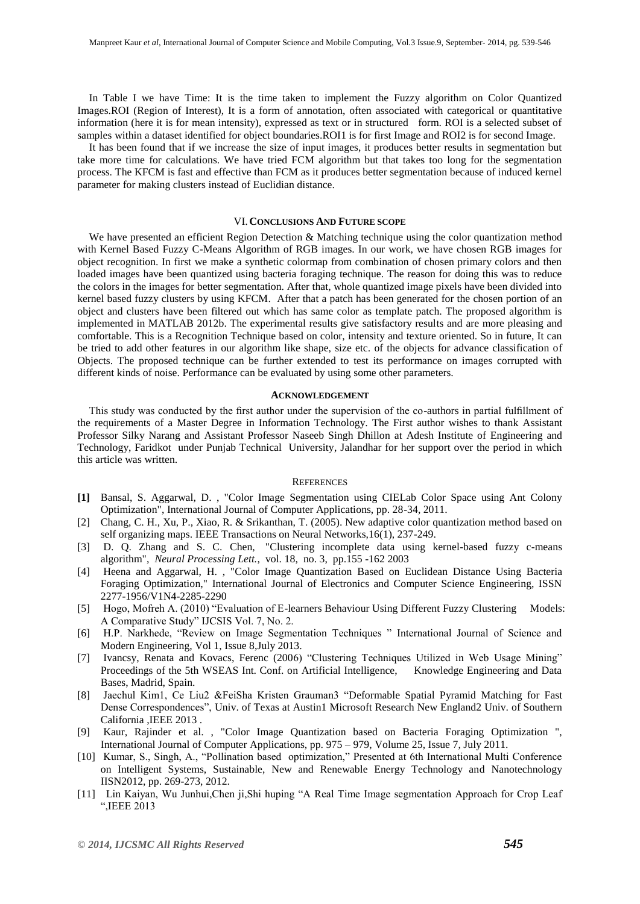In Table I we have Time: It is the time taken to implement the Fuzzy algorithm on Color Quantized Images.ROI (Region of Interest), It is a form of annotation, often associated with categorical or quantitative information (here it is for mean intensity), expressed as text or in structured form. ROI is a selected subset of samples within a dataset identified for object boundaries.ROI1 is for first Image and ROI2 is for second Image.

It has been found that if we increase the size of input images, it produces better results in segmentation but take more time for calculations. We have tried FCM algorithm but that takes too long for the segmentation process. The KFCM is fast and effective than FCM as it produces better segmentation because of induced kernel parameter for making clusters instead of Euclidian distance.

## VI. Conclusions And Future scope

We have presented an efficient Region Detection & Matching technique using the color quantization method with Kernel Based Fuzzy C-Means Algorithm of RGB images. In our work, we have chosen RGB images for object recognition. In first we make a synthetic colormap from combination of chosen primary colors and then loaded images have been quantized using bacteria foraging technique. The reason for doing this was to reduce the colors in the images for better segmentation. After that, whole quantized image pixels have been divided into kernel based fuzzy clusters by using KFCM. After that a patch has been generated for the chosen portion of an object and clusters have been filtered out which has same color as template patch. The proposed algorithm is implemented in MATLAB 2012b. The experimental results give satisfactory results and are more pleasing and comfortable. This is a Recognition Technique based on color, intensity and texture oriented. So in future, It can be tried to add other features in our algorithm like shape, size etc. of the objects for advance classification of Objects. The proposed technique can be further extended to test its performance on images corrupted with different kinds of noise. Performance can be evaluated by using some other parameters.

## Acknowledgement

This study was conducted by the first author under the supervision of the co-authors in partial fulfillment of the requirements of a Master Degree in Information Technology. The First author wishes to thank Assistant Professor Silky Narang and Assistant Professor Naseeb Singh Dhillon at Adesh Institute of Engineering and Technology, Faridkot under Punjab Technical University, Jalandhar for her support over the period in which this article was written.

## References

**[1]** Bansal, S. Aggarwal, D. , "Color Image Segmentation using CIELab Color Space using Ant Colony Optimization", International Journal of Computer Applications, pp. 28-34, 2011.

[2] Chang, C. H., Xu, P., Xiao, R. & Srikanthan, T. (2005). New adaptive color quantization method based on self organizing maps. IEEE Transactions on Neural Networks,16(1), 237-249.

[3] D. Q. Zhang and S. C. Chen, "Clustering incomplete data using kernel-based fuzzy c-means algorithm", *Neural Processing Lett.*, vol. 18, no. 3, pp.155 -162 2003

[4] Heena and Aggarwal, H. , "Color Image Quantization Based on Euclidean Distance Using Bacteria Foraging Optimization," International Journal of Electronics and Computer Science Engineering, ISSN 2277-1956/V1N4-2285-2290

[5] Hogo, Mofreh A. (2010) "Evaluation of E-learners Behaviour Using Different Fuzzy Clustering Models: A Comparative Study" IJCSIS Vol. 7, No. 2.

[6] H.P. Narkhede, "Review on Image Segmentation Techniques " International Journal of Science and Modern Engineering, Vol 1, Issue 8,July 2013.

[7] Ivancsy, Renata and Kovacs, Ferenc (2006) "Clustering Techniques Utilized in Web Usage Mining" Proceedings of the 5th WSEAS Int. Conf. on Artificial Intelligence, Knowledge Engineering and Data Bases, Madrid, Spain.

[8] Jaechul Kim1, Ce Liu2 &FeiSha Kristen Grauman3 "Deformable Spatial Pyramid Matching for Fast Dense Correspondences", Univ. of Texas at Austin1 Microsoft Research New England2 Univ. of Southern California ,IEEE 2013 .

[9] Kaur, Rajinder et al. , "Color Image Quantization based on Bacteria Foraging Optimization ", International Journal of Computer Applications, pp. 975 – 979, Volume 25, Issue 7, July 2011.

[10] Kumar, S., Singh, A., "Pollination based optimization," Presented at 6th International Multi Conference on Intelligent Systems, Sustainable, New and Renewable Energy Technology and Nanotechnology IISN2012, pp. 269-273, 2012.

[11] Lin Kaiyan, Wu Junhui,Chen ji,Shi huping "A Real Time Image segmentation Approach for Crop Leaf ",IEEE 2013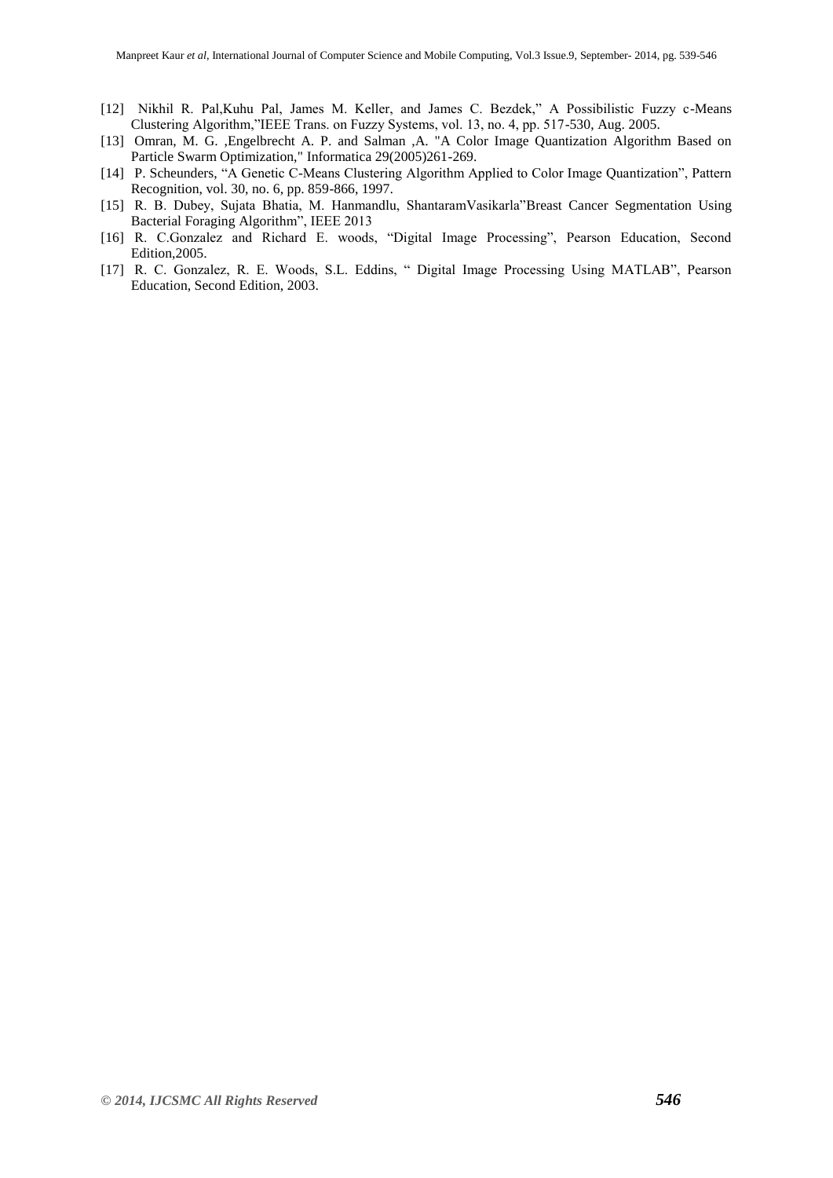[12] Nikhil R. Pal,Kuhu Pal, James M. Keller, and James C. Bezdek," A Possibilistic Fuzzy c-Means Clustering Algorithm,"IEEE Trans. on Fuzzy Systems, vol. 13, no. 4, pp. 517-530, Aug. 2005.

[13] Omran, M. G. ,Engelbrecht A. P. and Salman ,A. "A Color Image Quantization Algorithm Based on Particle Swarm Optimization," Informatica 29(2005)261-269.

[14] P. Scheunders, "A Genetic C-Means Clustering Algorithm Applied to Color Image Quantization", Pattern Recognition, vol. 30, no. 6, pp. 859-866, 1997.

[15] R. B. Dubey, Sujata Bhatia, M. Hanmandlu, ShantaramVasikarla"Breast Cancer Segmentation Using Bacterial Foraging Algorithm", IEEE 2013

[16] R. C.Gonzalez and Richard E. woods, "Digital Image Processing", Pearson Education, Second Edition,2005.

[17] R. C. Gonzalez, R. E. Woods, S.L. Eddins, " Digital Image Processing Using MATLAB", Pearson Education, Second Edition, 2003.